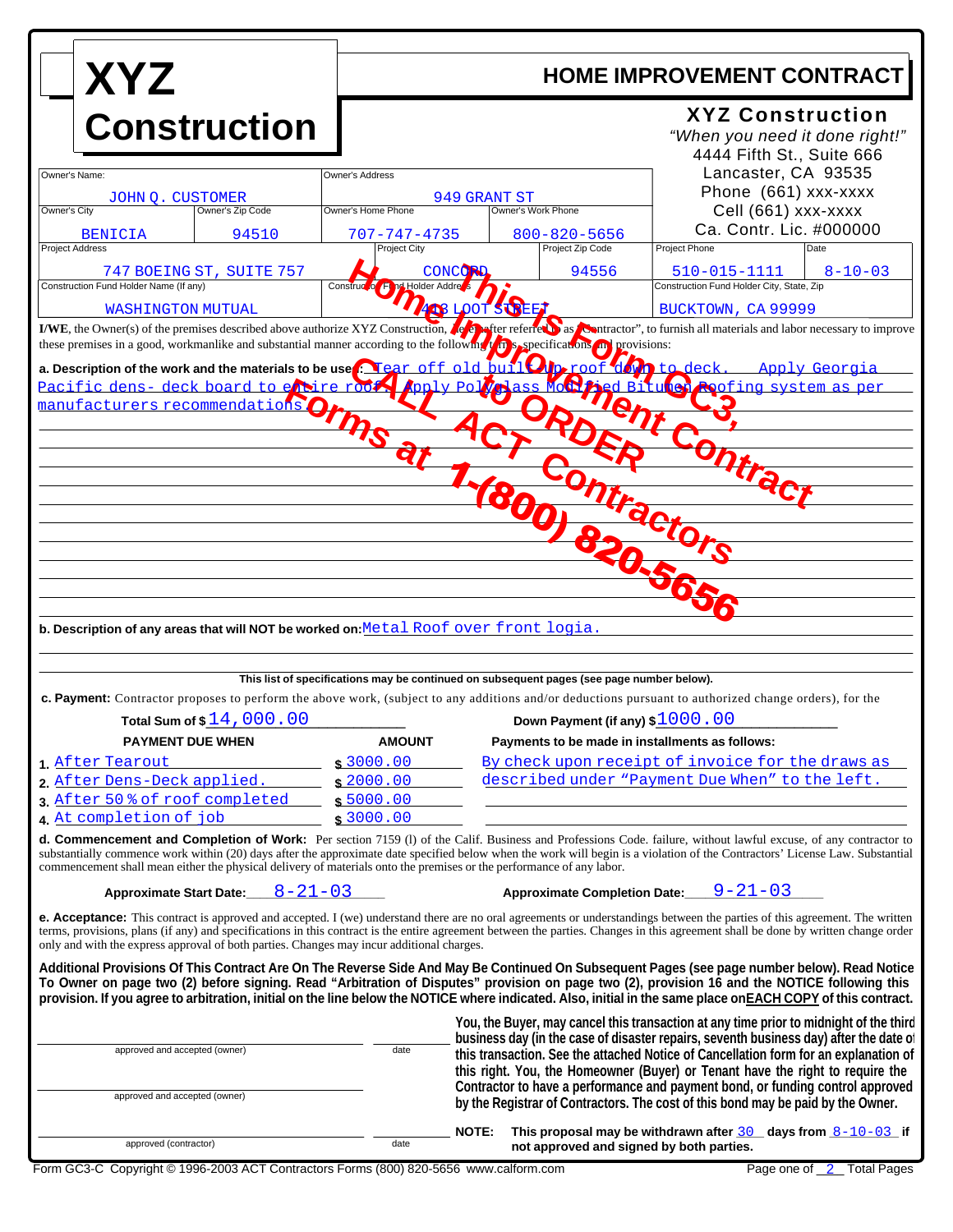# XYZ Construction

## HOME IMPROVEMENT CONTRACT

**XYZ Construction**
*"When you need it done right!"*
4444 Fifth St., Suite 666
Lancaster, CA 93535
Phone (661) xxx-xxxx
Cell (661) xxx-xxxx
Ca. Contr. Lic. #000000

| Owner's Name: | | Owner's Address | |
|---|---|---|---|
| JOHN Q. CUSTOMER | | 949 GRANT ST | |
| **Owner's City** | **Owner's Zip Code** | **Owner's Home Phone** | **Owner's Work Phone** |
| BENICIA | 94510 | 707-747-4735 | 800-820-5656 |

| Project Address | Project City | Project Zip Code | Project Phone | Date |
|---|---|---|---|---|
| 747 BOEING ST, SUITE 757 | CONCORD | 94556 | 510-015-1111 | 8-10-03 |

| Construction Fund Holder Name (If any) | Construction Fund Holder Address | Construction Fund Holder City, State, Zip |
|---|---|---|
| WASHINGTON MUTUAL | 418 LOOT STREET | BUCKTOWN, CA 99999 |

This is Form GC3, Home Improvement Contract
CALL to ORDER Forms at ACT Contractors 1-(800) 820-5656

**I/WE**, the Owner(s) of the premises described above authorize XYZ Construction, hereafter referred to as "Contractor", to furnish all materials and labor necessary to improve these premises in a good, workmanlike and substantial manner according to the following terms, specifications and provisions:

**a. Description of the work and the materials to be used:** Tear off old built-up roof down to deck. Apply Georgia Pacific dens- deck board to entire roof. Apply Polyglass Modified Bitumen Roofing system as per manufacturers recommendations.

**b. Description of any areas that will NOT be worked on:** Metal Roof over front logia.

**This list of specifications may be continued on subsequent pages (see page number below).**

**c. Payment:** Contractor proposes to perform the above work, (subject to any additions and/or deductions pursuant to authorized change orders), for the

**Total Sum of $** 14,000.00 **Down Payment (if any) $** 1000.00

| PAYMENT DUE WHEN | AMOUNT | Payments to be made in installments as follows: |
|---|---|---|
| 1. After Tearout | $ 3000.00 | By check upon receipt of invoice for the draws as |
| 2. After Dens-Deck applied. | $ 2000.00 | described under "Payment Due When" to the left. |
| 3. After 50% of roof completed | $ 5000.00 | |
| 4. At completion of job | $ 3000.00 | |

**d. Commencement and Completion of Work:** Per section 7159 (l) of the Calif. Business and Professions Code. failure, without lawful excuse, of any contractor to substantially commence work within (20) days after the approximate date specified below when the work will begin is a violation of the Contractors' License Law. Substantial commencement shall mean either the physical delivery of materials onto the premises or the performance of any labor.

**Approximate Start Date:** 8-21-03 **Approximate Completion Date:** 9-21-03

**e. Acceptance:** This contract is approved and accepted. I (we) understand there are no oral agreements or understandings between the parties of this agreement. The written terms, provisions, plans (if any) and specifications in this contract is the entire agreement between the parties. Changes in this agreement shall be done by written change order only and with the express approval of both parties. Changes may incur additional charges.

**Additional Provisions Of This Contract Are On The Reverse Side And May Be Continued On Subsequent Pages (see page number below). Read Notice To Owner on page two (2) before signing. Read "Arbitration of Disputes" provision on page two (2), provision 16 and the NOTICE following this provision. If you agree to arbitration, initial on the line below the NOTICE where indicated. Also, initial in the same place on EACH COPY of this contract.**

_____________________ approved and accepted (owner) _______ date

_____________________ approved and accepted (owner)

_____________________ approved (contractor) _______ date

**You, the Buyer, may cancel this transaction at any time prior to midnight of the third business day (in the case of disaster repairs, seventh business day) after the date of this transaction. See the attached Notice of Cancellation form for an explanation of this right. You, the Homeowner (Buyer) or Tenant have the right to require the Contractor to have a performance and payment bond, or funding control approved by the Registrar of Contractors. The cost of this bond may be paid by the Owner.**

**NOTE: This proposal may be withdrawn after** 30 **days from** 8-10-03 **if not approved and signed by both parties.**

Form GC3-C Copyright © 1996-2003 ACT Contractors Forms (800) 820-5656 www.calform.com